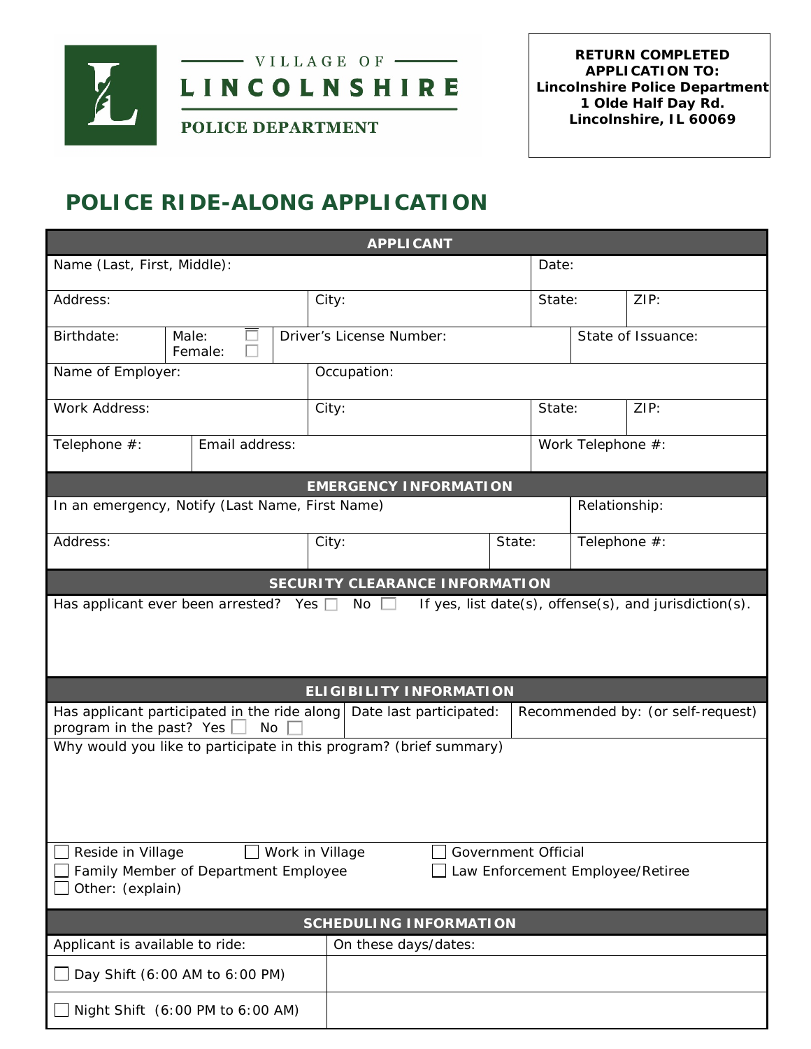VILLAGE OF

LINCOLNSHIRE

POLICE DEPARTMENT

**RETURN COMPLETED APPLICATION TO:**
**Lincolnshire Police Department**
**1 Olde Half Day Rd.**
**Lincolnshire, IL 60069**

# POLICE RIDE-ALONG APPLICATION

## APPLICANT

| | | | | |
|---|---|---|---|---|
| Name (Last, First, Middle): | | | Date: | |
| Address: | City: | | State: | ZIP: |
| Birthdate: | Male: ☐ Female: ☐ | Driver's License Number: | | State of Issuance: |
| Name of Employer: | Occupation: | | | |
| Work Address: | City: | | State: | ZIP: |
| Telephone #: | Email address: | | Work Telephone #: | |

## EMERGENCY INFORMATION

| | | | |
|---|---|---|---|
| In an emergency, Notify (Last Name, First Name) | | | Relationship: |
| Address: | City: | State: | Telephone #: |

## SECURITY CLEARANCE INFORMATION

Has applicant ever been arrested? Yes ☐ No ☐ If yes, list date(s), offense(s), and jurisdiction(s).

## ELIGIBILITY INFORMATION

| | | |
|---|---|---|
| Has applicant participated in the ride along program in the past? Yes ☐ No ☐ | Date last participated: | Recommended by: (or self-request) |

Why would you like to participate in this program? (brief summary)

☐ Reside in Village ☐ Work in Village ☐ Government Official
☐ Family Member of Department Employee ☐ Law Enforcement Employee/Retiree
☐ Other: (explain)

## SCHEDULING INFORMATION

| Applicant is available to ride: | On these days/dates: |
|---|---|
| ☐ Day Shift (6:00 AM to 6:00 PM) | |
| ☐ Night Shift (6:00 PM to 6:00 AM) | |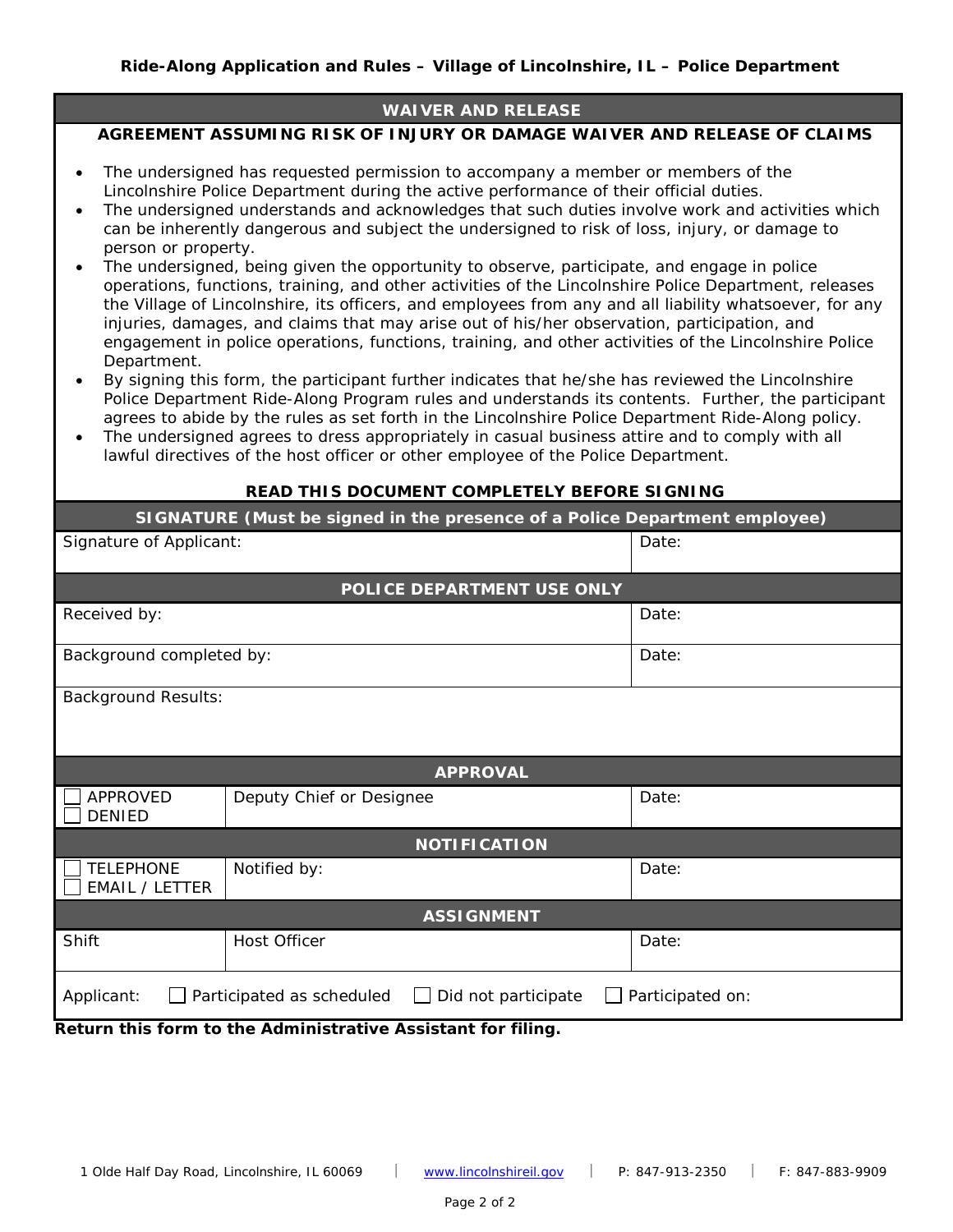## Ride-Along Application and Rules – Village of Lincolnshire, IL – Police Department

### WAIVER AND RELEASE

**AGREEMENT ASSUMING RISK OF INJURY OR DAMAGE WAIVER AND RELEASE OF CLAIMS**

- The undersigned has requested permission to accompany a member or members of the Lincolnshire Police Department during the active performance of their official duties.
- The undersigned understands and acknowledges that such duties involve work and activities which can be inherently dangerous and subject the undersigned to risk of loss, injury, or damage to person or property.
- The undersigned, being given the opportunity to observe, participate, and engage in police operations, functions, training, and other activities of the Lincolnshire Police Department, releases the Village of Lincolnshire, its officers, and employees from any and all liability whatsoever, for any injuries, damages, and claims that may arise out of his/her observation, participation, and engagement in police operations, functions, training, and other activities of the Lincolnshire Police Department.
- By signing this form, the participant further indicates that he/she has reviewed the Lincolnshire Police Department Ride-Along Program rules and understands its contents. Further, the participant agrees to abide by the rules as set forth in the Lincolnshire Police Department Ride-Along policy.
- The undersigned agrees to dress appropriately in casual business attire and to comply with all lawful directives of the host officer or other employee of the Police Department.

**READ THIS DOCUMENT COMPLETELY BEFORE SIGNING**

| SIGNATURE (Must be signed in the presence of a Police Department employee) | |
|---|---|
| Signature of Applicant: | Date: |

| POLICE DEPARTMENT USE ONLY | |
|---|---|
| Received by: | Date: |
| Background completed by: | Date: |
| Background Results: | |

| APPROVAL | | |
|---|---|---|
| ☐ APPROVED ☐ DENIED | Deputy Chief or Designee | Date: |

| NOTIFICATION | | |
|---|---|---|
| ☐ TELEPHONE ☐ EMAIL / LETTER | Notified by: | Date: |

| ASSIGNMENT | | |
|---|---|---|
| Shift | Host Officer | Date: |

Applicant: ☐ Participated as scheduled ☐ Did not participate ☐ Participated on:

**Return this form to the Administrative Assistant for filing.**

1 Olde Half Day Road, Lincolnshire, IL 60069 | www.lincolnshireil.gov | P: 847-913-2350 | F: 847-883-9909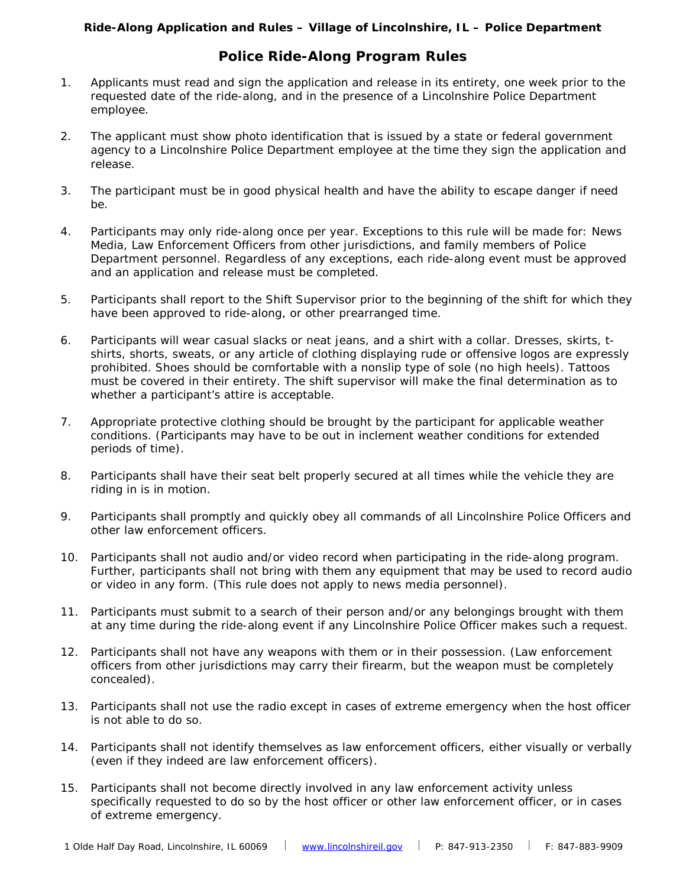## Police Ride-Along Program Rules

1. Applicants must read and sign the application and release in its entirety, one week prior to the requested date of the ride-along, and in the presence of a Lincolnshire Police Department employee.

2. The applicant must show photo identification that is issued by a state or federal government agency to a Lincolnshire Police Department employee at the time they sign the application and release.

3. The participant must be in good physical health and have the ability to escape danger if need be.

4. Participants may only ride-along once per year. Exceptions to this rule will be made for: News Media, Law Enforcement Officers from other jurisdictions, and family members of Police Department personnel. Regardless of any exceptions, each ride-along event must be approved and an application and release must be completed.

5. Participants shall report to the Shift Supervisor prior to the beginning of the shift for which they have been approved to ride-along, or other prearranged time.

6. Participants will wear casual slacks or neat jeans, and a shirt with a collar. Dresses, skirts, t-shirts, shorts, sweats, or any article of clothing displaying rude or offensive logos are expressly prohibited. Shoes should be comfortable with a nonslip type of sole (no high heels). Tattoos must be covered in their entirety. The shift supervisor will make the final determination as to whether a participant's attire is acceptable.

7. Appropriate protective clothing should be brought by the participant for applicable weather conditions. (Participants may have to be out in inclement weather conditions for extended periods of time).

8. Participants shall have their seat belt properly secured at all times while the vehicle they are riding in is in motion.

9. Participants shall promptly and quickly obey all commands of all Lincolnshire Police Officers and other law enforcement officers.

10. Participants shall not audio and/or video record when participating in the ride-along program. Further, participants shall not bring with them any equipment that may be used to record audio or video in any form. (This rule does not apply to news media personnel).

11. Participants must submit to a search of their person and/or any belongings brought with them at any time during the ride-along event if any Lincolnshire Police Officer makes such a request.

12. Participants shall not have any weapons with them or in their possession. (Law enforcement officers from other jurisdictions may carry their firearm, but the weapon must be completely concealed).

13. Participants shall not use the radio except in cases of extreme emergency when the host officer is not able to do so.

14. Participants shall not identify themselves as law enforcement officers, either visually or verbally (even if they indeed are law enforcement officers).

15. Participants shall not become directly involved in any law enforcement activity unless specifically requested to do so by the host officer or other law enforcement officer, or in cases of extreme emergency.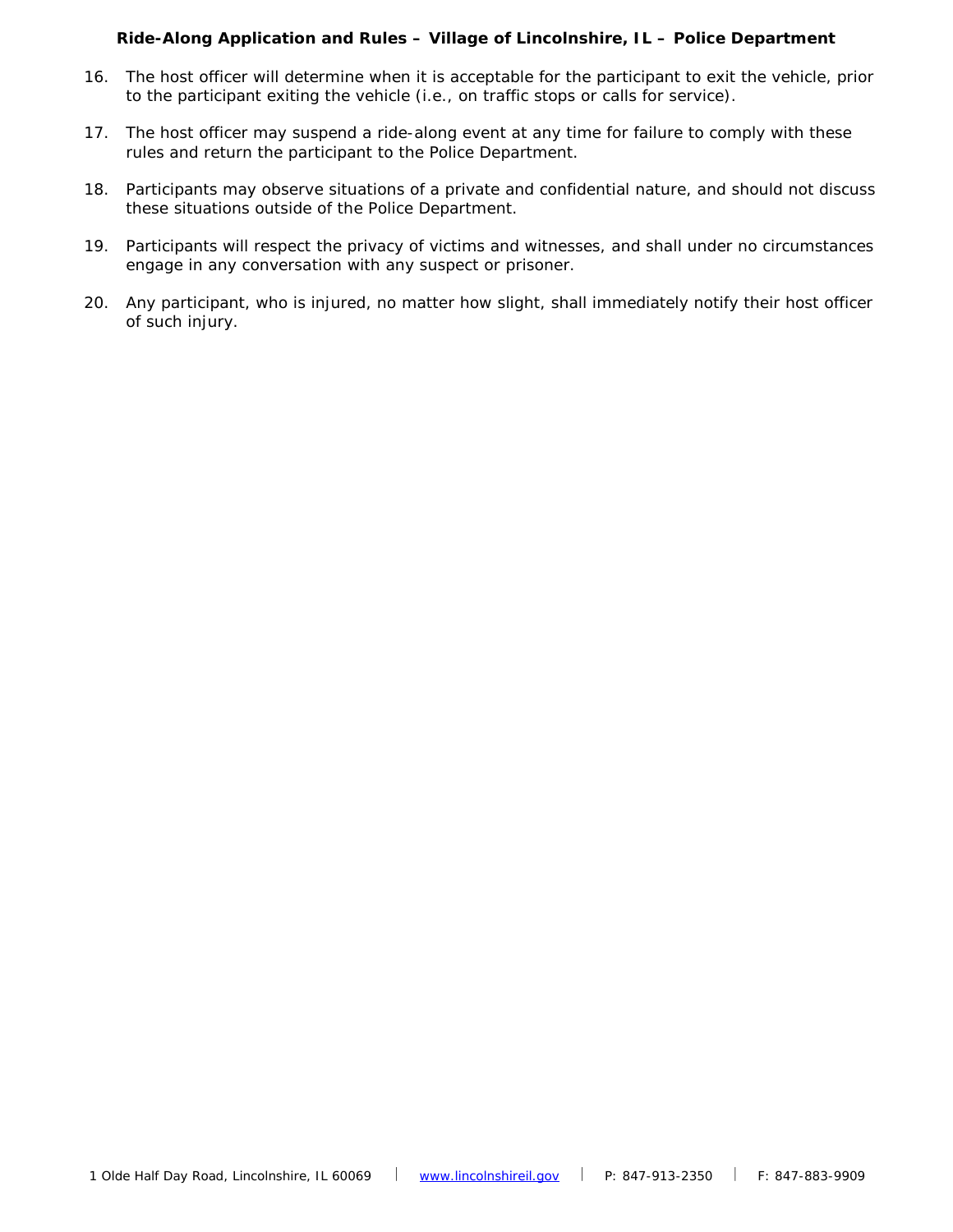16. The host officer will determine when it is acceptable for the participant to exit the vehicle, prior to the participant exiting the vehicle (i.e., on traffic stops or calls for service).

17. The host officer may suspend a ride-along event at any time for failure to comply with these rules and return the participant to the Police Department.

18. Participants may observe situations of a private and confidential nature, and should not discuss these situations outside of the Police Department.

19. Participants will respect the privacy of victims and witnesses, and shall under no circumstances engage in any conversation with any suspect or prisoner.

20. Any participant, who is injured, no matter how slight, shall immediately notify their host officer of such injury.